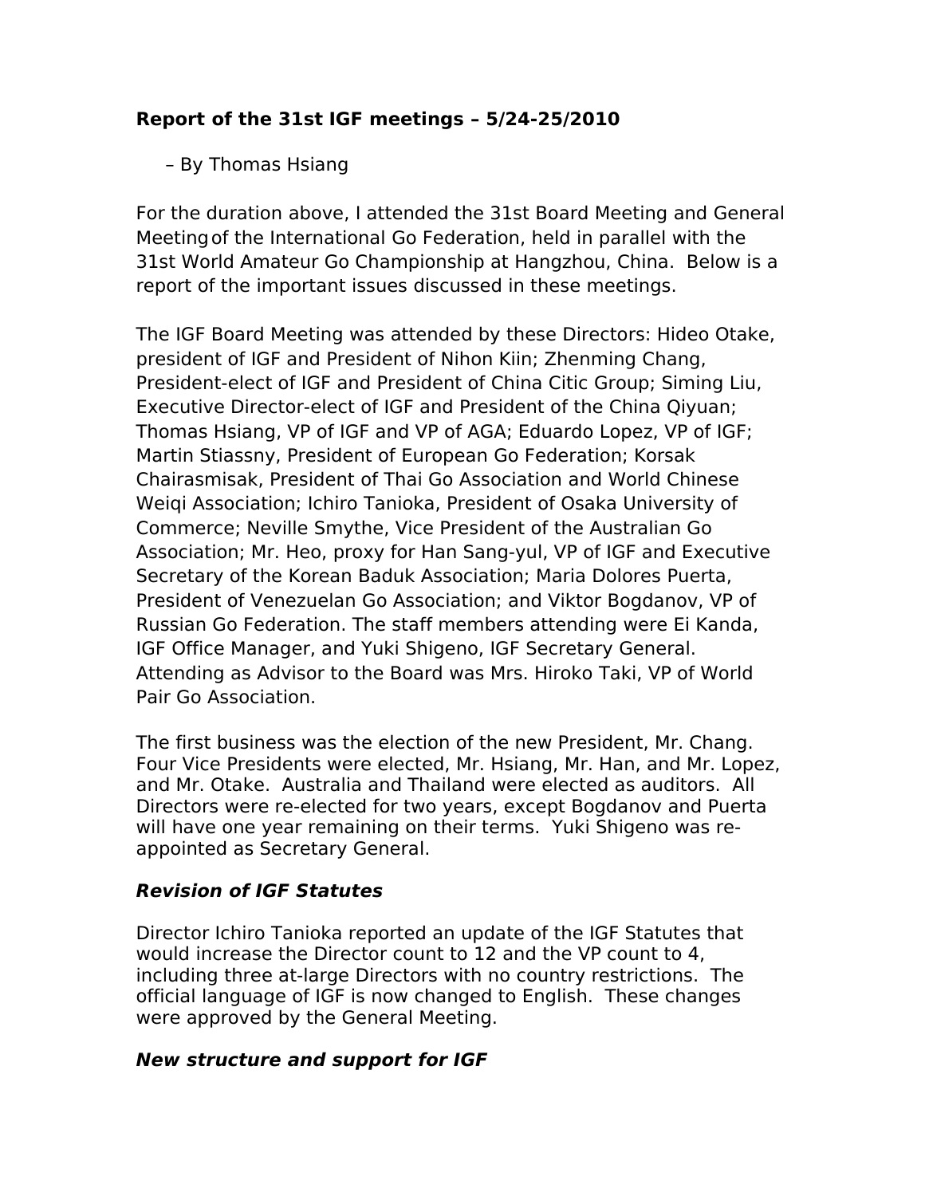**Report of the 31st IGF meetings – 5/24-25/2010**

– By Thomas Hsiang

For the duration above, I attended the 31st Board Meeting and General Meeting of the International Go Federation, held in parallel with the 31st World Amateur Go Championship at Hangzhou, China. Below is a report of the important issues discussed in these meetings.

The IGF Board Meeting was attended by these Directors: Hideo Otake, president of IGF and President of Nihon Kiin; Zhenming Chang, President-elect of IGF and President of China Citic Group; Siming Liu, Executive Director-elect of IGF and President of the China Qiyuan; Thomas Hsiang, VP of IGF and VP of AGA; Eduardo Lopez, VP of IGF; Martin Stiassny, President of European Go Federation; Korsak Chairasmisak, President of Thai Go Association and World Chinese Weiqi Association; Ichiro Tanioka, President of Osaka University of Commerce; Neville Smythe, Vice President of the Australian Go Association; Mr. Heo, proxy for Han Sang-yul, VP of IGF and Executive Secretary of the Korean Baduk Association; Maria Dolores Puerta, President of Venezuelan Go Association; and Viktor Bogdanov, VP of Russian Go Federation. The staff members attending were Ei Kanda, IGF Office Manager, and Yuki Shigeno, IGF Secretary General. Attending as Advisor to the Board was Mrs. Hiroko Taki, VP of World Pair Go Association.

The first business was the election of the new President, Mr. Chang. Four Vice Presidents were elected, Mr. Hsiang, Mr. Han, and Mr. Lopez, and Mr. Otake. Australia and Thailand were elected as auditors. All Directors were re-elected for two years, except Bogdanov and Puerta will have one year remaining on their terms. Yuki Shigeno was re-appointed as Secretary General.

***Revision of IGF Statutes***

Director Ichiro Tanioka reported an update of the IGF Statutes that would increase the Director count to 12 and the VP count to 4, including three at-large Directors with no country restrictions. The official language of IGF is now changed to English. These changes were approved by the General Meeting.

***New structure and support for IGF***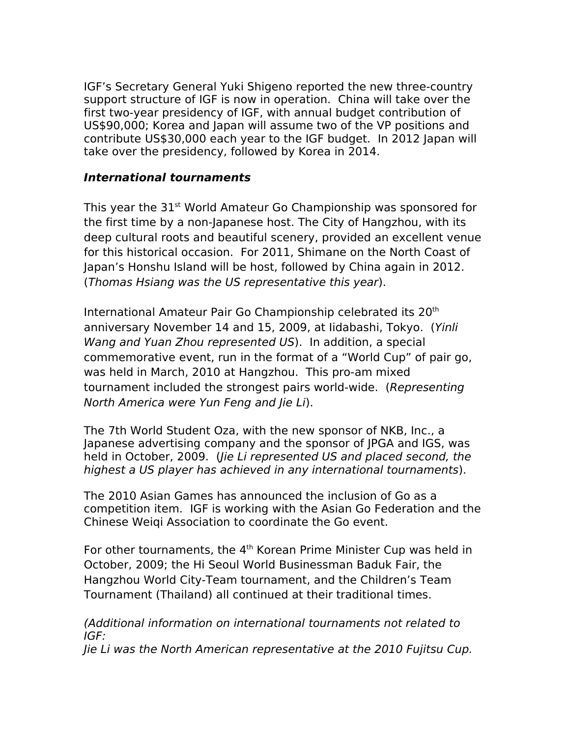IGF's Secretary General Yuki Shigeno reported the new three-country support structure of IGF is now in operation. China will take over the first two-year presidency of IGF, with annual budget contribution of US$90,000; Korea and Japan will assume two of the VP positions and contribute US$30,000 each year to the IGF budget. In 2012 Japan will take over the presidency, followed by Korea in 2014.

***International tournaments***

This year the 31st World Amateur Go Championship was sponsored for the first time by a non-Japanese host. The City of Hangzhou, with its deep cultural roots and beautiful scenery, provided an excellent venue for this historical occasion. For 2011, Shimane on the North Coast of Japan's Honshu Island will be host, followed by China again in 2012. (*Thomas Hsiang was the US representative this year*).

International Amateur Pair Go Championship celebrated its 20th anniversary November 14 and 15, 2009, at Iidabashi, Tokyo. (*Yinli Wang and Yuan Zhou represented US*). In addition, a special commemorative event, run in the format of a "World Cup" of pair go, was held in March, 2010 at Hangzhou. This pro-am mixed tournament included the strongest pairs world-wide. (*Representing North America were Yun Feng and Jie Li*).

The 7th World Student Oza, with the new sponsor of NKB, Inc., a Japanese advertising company and the sponsor of JPGA and IGS, was held in October, 2009. (*Jie Li represented US and placed second, the highest a US player has achieved in any international tournaments*).

The 2010 Asian Games has announced the inclusion of Go as a competition item. IGF is working with the Asian Go Federation and the Chinese Weiqi Association to coordinate the Go event.

For other tournaments, the 4th Korean Prime Minister Cup was held in October, 2009; the Hi Seoul World Businessman Baduk Fair, the Hangzhou World City-Team tournament, and the Children's Team Tournament (Thailand) all continued at their traditional times.

*(Additional information on international tournaments not related to IGF:*
*Jie Li was the North American representative at the 2010 Fujitsu Cup.*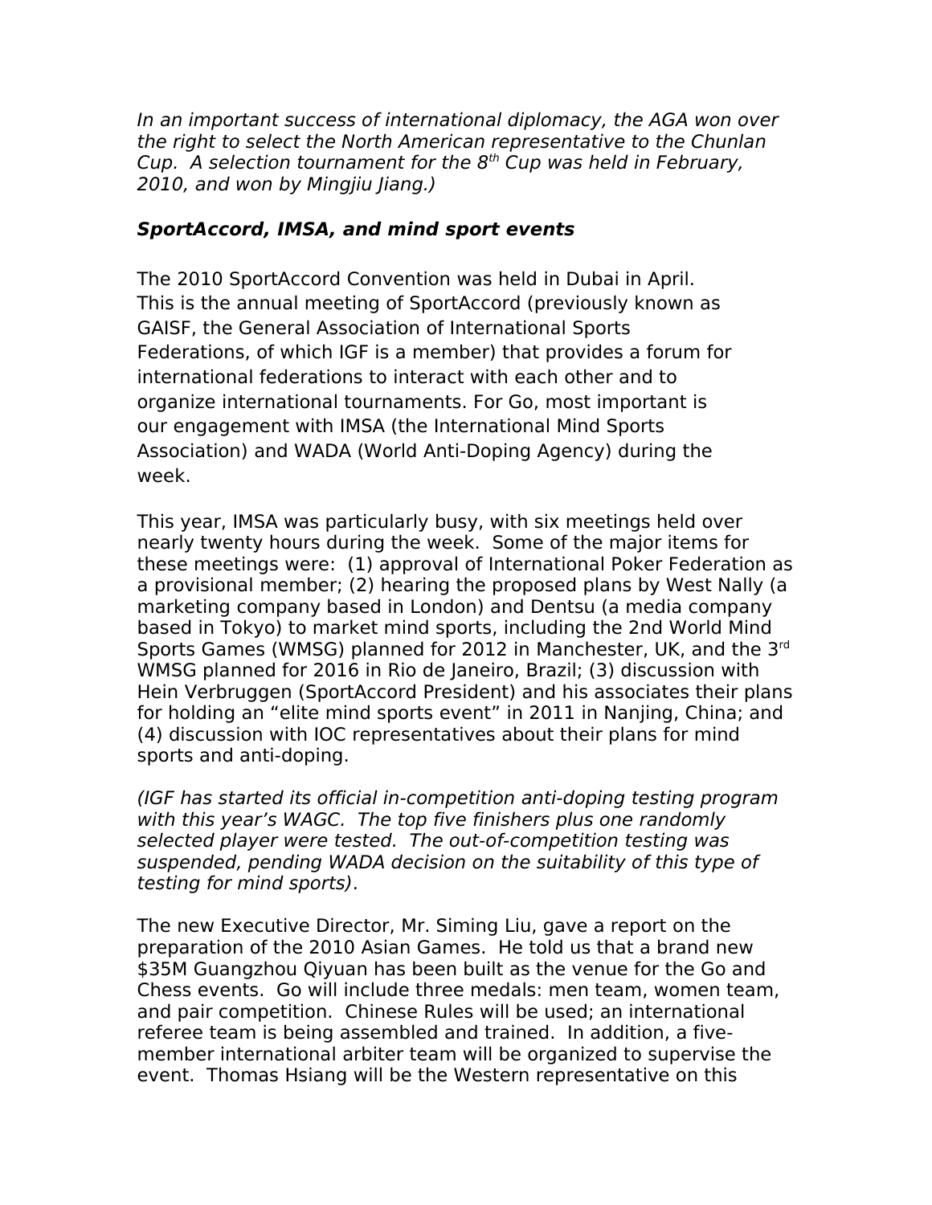*In an important success of international diplomacy, the AGA won over the right to select the North American representative to the Chunlan Cup. A selection tournament for the 8th Cup was held in February, 2010, and won by Mingjiu Jiang.)*

***SportAccord, IMSA, and mind sport events***

The 2010 SportAccord Convention was held in Dubai in April. This is the annual meeting of SportAccord (previously known as GAISF, the General Association of International Sports Federations, of which IGF is a member) that provides a forum for international federations to interact with each other and to organize international tournaments. For Go, most important is our engagement with IMSA (the International Mind Sports Association) and WADA (World Anti-Doping Agency) during the week.

This year, IMSA was particularly busy, with six meetings held over nearly twenty hours during the week. Some of the major items for these meetings were: (1) approval of International Poker Federation as a provisional member; (2) hearing the proposed plans by West Nally (a marketing company based in London) and Dentsu (a media company based in Tokyo) to market mind sports, including the 2nd World Mind Sports Games (WMSG) planned for 2012 in Manchester, UK, and the 3rd WMSG planned for 2016 in Rio de Janeiro, Brazil; (3) discussion with Hein Verbruggen (SportAccord President) and his associates their plans for holding an "elite mind sports event" in 2011 in Nanjing, China; and (4) discussion with IOC representatives about their plans for mind sports and anti-doping.

*(IGF has started its official in-competition anti-doping testing program with this year's WAGC. The top five finishers plus one randomly selected player were tested. The out-of-competition testing was suspended, pending WADA decision on the suitability of this type of testing for mind sports)*.

The new Executive Director, Mr. Siming Liu, gave a report on the preparation of the 2010 Asian Games. He told us that a brand new $35M Guangzhou Qiyuan has been built as the venue for the Go and Chess events. Go will include three medals: men team, women team, and pair competition. Chinese Rules will be used; an international referee team is being assembled and trained. In addition, a five-member international arbiter team will be organized to supervise the event. Thomas Hsiang will be the Western representative on this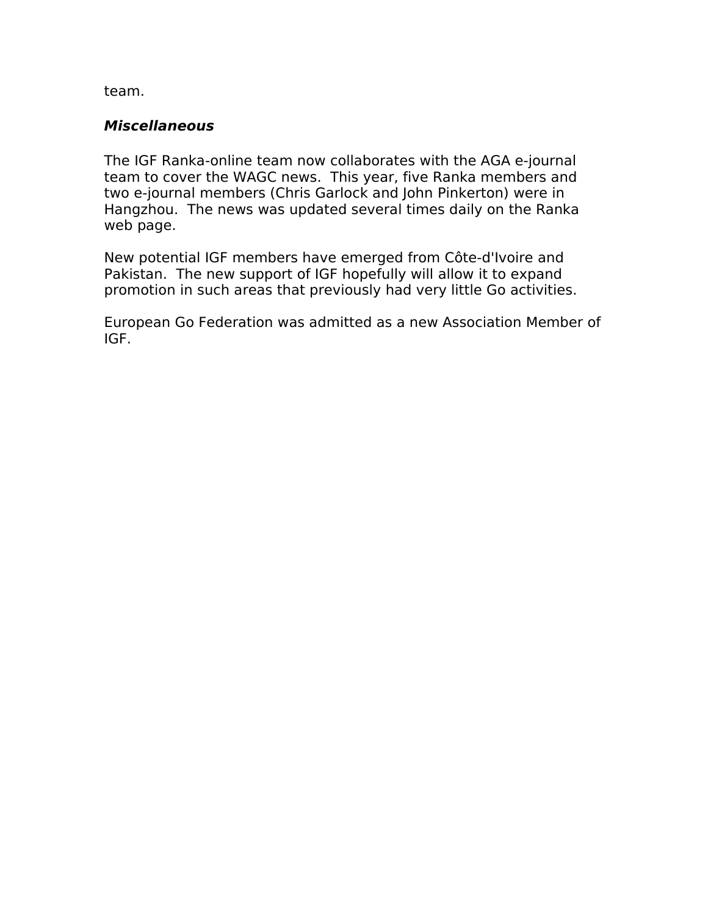team.

***Miscellaneous***

The IGF Ranka-online team now collaborates with the AGA e-journal team to cover the WAGC news. This year, five Ranka members and two e-journal members (Chris Garlock and John Pinkerton) were in Hangzhou. The news was updated several times daily on the Ranka web page.

New potential IGF members have emerged from Côte-d'Ivoire and Pakistan. The new support of IGF hopefully will allow it to expand promotion in such areas that previously had very little Go activities.

European Go Federation was admitted as a new Association Member of IGF.